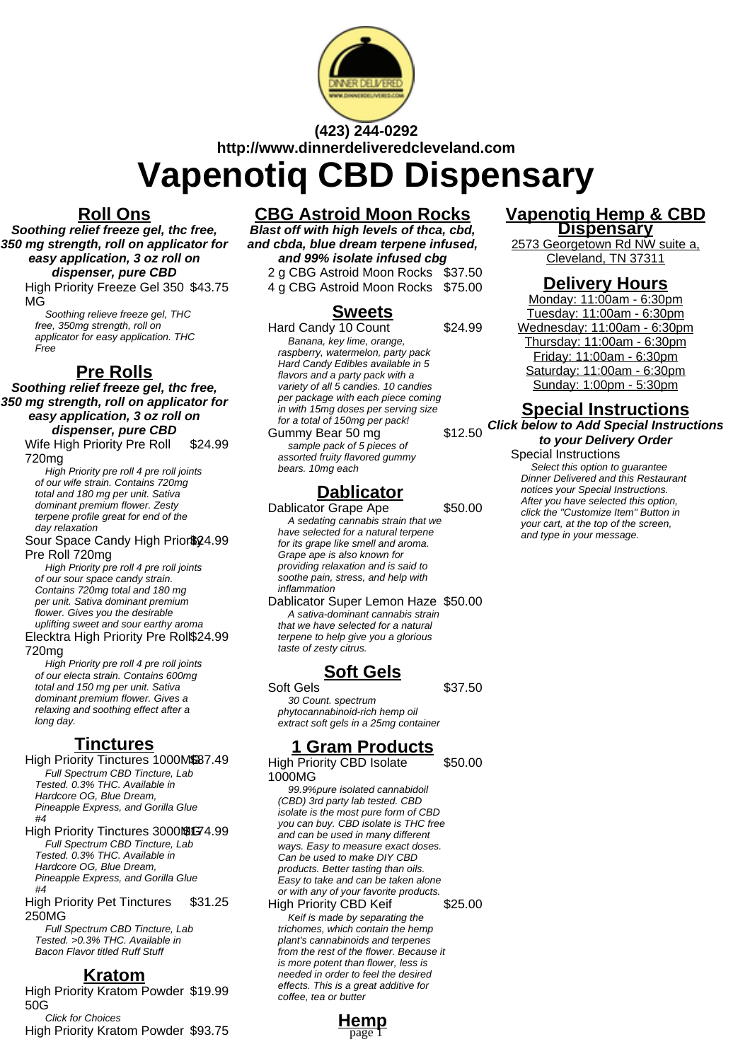**(423) 244-0292**
**http://www.dinnerdeliveredcleveland.com**

# Vapenotiq CBD Dispensary

## Roll Ons

***Soothing relief freeze gel, thc free, 350 mg strength, roll on applicator for easy application, 3 oz roll on dispenser, pure CBD***

High Priority Freeze Gel 350 MG — $43.75

*Soothing relieve freeze gel, THC free, 350mg strength, roll on applicator for easy application. THC Free*

## Pre Rolls

***Soothing relief freeze gel, thc free, 350 mg strength, roll on applicator for easy application, 3 oz roll on dispenser, pure CBD***

Wife High Priority Pre Roll 720mg — $24.99

*High Priority pre roll 4 pre roll joints of our wife strain. Contains 720mg total and 180 mg per unit. Sativa dominant premium flower. Zesty terpene profile great for end of the day relaxation*

Sour Space Candy High Priority Pre Roll 720mg — $24.99

*High Priority pre roll 4 pre roll joints of our sour space candy strain. Contains 720mg total and 180 mg per unit. Sativa dominant premium flower. Gives you the desirable uplifting sweet and sour earthy aroma*

Elecktra High Priority Pre Roll 720mg — $24.99

*High Priority pre roll 4 pre roll joints of our electa strain. Contains 600mg total and 150 mg per unit. Sativa dominant premium flower. Gives a relaxing and soothing effect after a long day.*

## Tinctures

High Priority Tinctures 1000MG — $87.49

*Full Spectrum CBD Tincture, Lab Tested. 0.3% THC. Available in Hardcore OG, Blue Dream, Pineapple Express, and Gorilla Glue #4*

High Priority Tinctures 3000MG — $174.99

*Full Spectrum CBD Tincture, Lab Tested. 0.3% THC. Available in Hardcore OG, Blue Dream, Pineapple Express, and Gorilla Glue #4*

High Priority Pet Tinctures 250MG — $31.25

*Full Spectrum CBD Tincture, Lab Tested. >0.3% THC. Available in Bacon Flavor titled Ruff Stuff*

## Kratom

High Priority Kratom Powder 50G — $19.99

*Click for Choices*

High Priority Kratom Powder — $93.75

## CBG Astroid Moon Rocks

***Blast off with high levels of thca, cbd, and cbda, blue dream terpene infused, and 99% isolate infused cbg***

2 g CBG Astroid Moon Rocks — $37.50

4 g CBG Astroid Moon Rocks — $75.00

## Sweets

Hard Candy 10 Count — $24.99

*Banana, key lime, orange, raspberry, watermelon, party pack Hard Candy Edibles available in 5 flavors and a party pack with a variety of all 5 candies. 10 candies per package with each piece coming in with 15mg doses per serving size for a total of 150mg per pack!*

Gummy Bear 50 mg — $12.50

*sample pack of 5 pieces of assorted fruity flavored gummy bears. 10mg each*

## Dablicator

Dablicator Grape Ape — $50.00

*A sedating cannabis strain that we have selected for a natural terpene for its grape like smell and aroma. Grape ape is also known for providing relaxation and is said to soothe pain, stress, and help with inflammation*

Dablicator Super Lemon Haze — $50.00

*A sativa-dominant cannabis strain that we have selected for a natural terpene to help give you a glorious taste of zesty citrus.*

## Soft Gels

Soft Gels — $37.50

*30 Count. spectrum phytocannabinoid-rich hemp oil extract soft gels in a 25mg container*

## 1 Gram Products

High Priority CBD Isolate 1000MG — $50.00

*99.9%pure isolated cannabidoil (CBD) 3rd party lab tested. CBD isolate is the most pure form of CBD you can buy. CBD isolate is THC free and can be used in many different ways. Easy to measure exact doses. Can be used to make DIY CBD products. Better tasting than oils. Easy to take and can be taken alone or with any of your favorite products.*

High Priority CBD Keif — $25.00

*Keif is made by separating the trichomes, which contain the hemp plant's cannabinoids and terpenes from the rest of the flower. Because it is more potent than flower, less is needed in order to feel the desired effects. This is a great additive for coffee, tea or butter*

## Hemp

## Vapenotiq Hemp & CBD Dispensary

2573 Georgetown Rd NW suite a, Cleveland, TN 37311

## Delivery Hours

Monday: 11:00am - 6:30pm
Tuesday: 11:00am - 6:30pm
Wednesday: 11:00am - 6:30pm
Thursday: 11:00am - 6:30pm
Friday: 11:00am - 6:30pm
Saturday: 11:00am - 6:30pm
Sunday: 1:00pm - 5:30pm

## Special Instructions

***Click below to Add Special Instructions to your Delivery Order***

Special Instructions

*Select this option to guarantee Dinner Delivered and this Restaurant notices your Special Instructions. After you have selected this option, click the "Customize Item" Button in your cart, at the top of the screen, and type in your message.*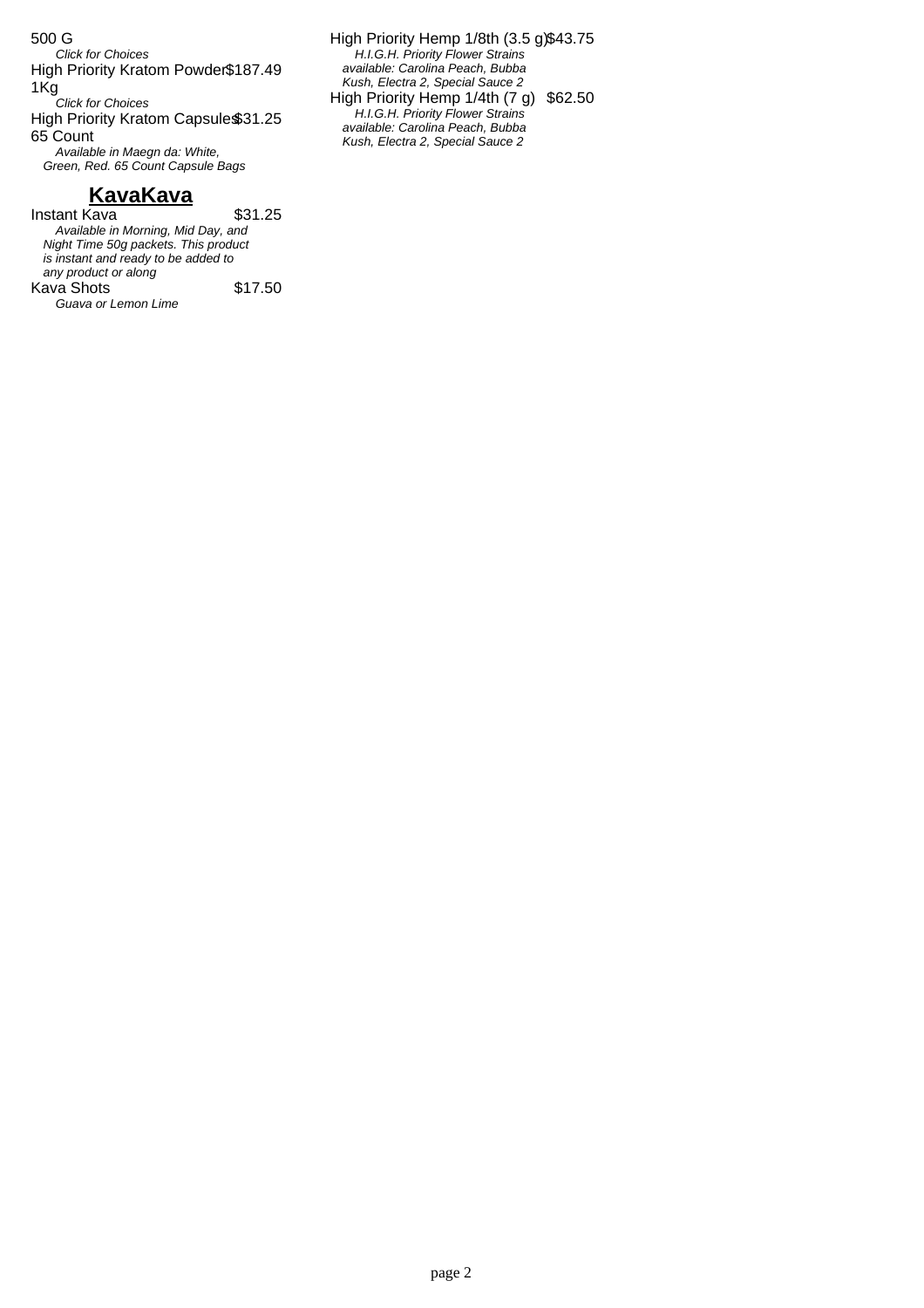500 G

*Click for Choices*

High Priority Kratom Powder 1Kg $187.49

*Click for Choices*

High Priority Kratom Capsules 65 Count $31.25

*Available in Maegn da: White, Green, Red. 65 Count Capsule Bags*

## **KavaKava**

Instant Kava $31.25

*Available in Morning, Mid Day, and Night Time 50g packets. This product is instant and ready to be added to any product or along*

Kava Shots $17.50

*Guava or Lemon Lime*

High Priority Hemp 1/8th (3.5 g) $43.75

*H.I.G.H. Priority Flower Strains available: Carolina Peach, Bubba Kush, Electra 2, Special Sauce 2*

High Priority Hemp 1/4th (7 g) $62.50

*H.I.G.H. Priority Flower Strains available: Carolina Peach, Bubba Kush, Electra 2, Special Sauce 2*